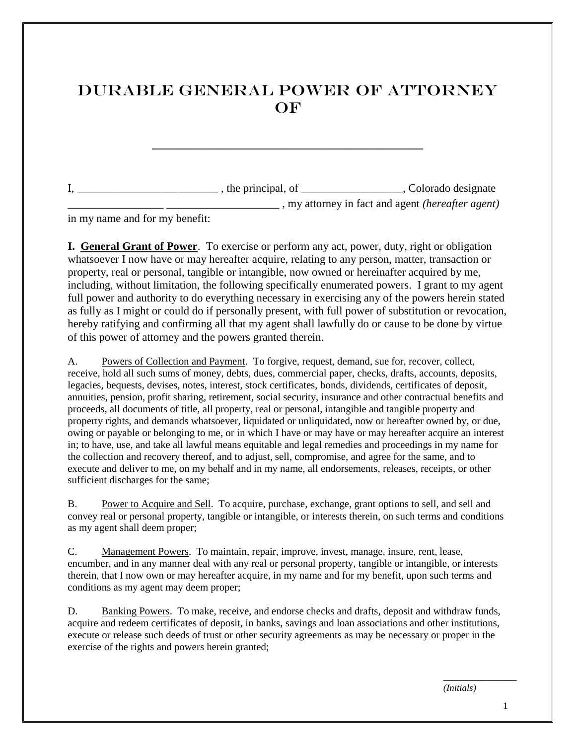# DURABLE GENERAL POWER OF ATTORNEY OF

\_\_\_\_\_\_\_\_\_\_\_\_\_\_\_\_\_\_\_\_\_\_\_\_\_\_\_\_\_\_\_\_\_\_\_\_\_\_\_\_\_\_\_\_

I, \_\_\_\_\_\_\_\_\_\_\_\_\_\_\_\_\_\_\_\_\_\_\_\_\_\_ , the principal, of \_\_\_\_\_\_\_\_\_\_\_\_\_\_\_\_\_\_, Colorado designate \_\_\_\_\_\_\_\_\_\_\_\_\_\_\_\_\_ \_\_\_\_\_\_\_\_\_\_\_\_\_\_\_\_\_\_\_\_ , my attorney in fact and agent *(hereafter agent)* in my name and for my benefit:

**I. General Grant of Power**. To exercise or perform any act, power, duty, right or obligation whatsoever I now have or may hereafter acquire, relating to any person, matter, transaction or property, real or personal, tangible or intangible, now owned or hereinafter acquired by me, including, without limitation, the following specifically enumerated powers. I grant to my agent full power and authority to do everything necessary in exercising any of the powers herein stated as fully as I might or could do if personally present, with full power of substitution or revocation, hereby ratifying and confirming all that my agent shall lawfully do or cause to be done by virtue of this power of attorney and the powers granted therein.

A. Powers of Collection and Payment. To forgive, request, demand, sue for, recover, collect, receive, hold all such sums of money, debts, dues, commercial paper, checks, drafts, accounts, deposits, legacies, bequests, devises, notes, interest, stock certificates, bonds, dividends, certificates of deposit, annuities, pension, profit sharing, retirement, social security, insurance and other contractual benefits and proceeds, all documents of title, all property, real or personal, intangible and tangible property and property rights, and demands whatsoever, liquidated or unliquidated, now or hereafter owned by, or due, owing or payable or belonging to me, or in which I have or may have or may hereafter acquire an interest in; to have, use, and take all lawful means equitable and legal remedies and proceedings in my name for the collection and recovery thereof, and to adjust, sell, compromise, and agree for the same, and to execute and deliver to me, on my behalf and in my name, all endorsements, releases, receipts, or other sufficient discharges for the same;

B. Power to Acquire and Sell. To acquire, purchase, exchange, grant options to sell, and sell and convey real or personal property, tangible or intangible, or interests therein, on such terms and conditions as my agent shall deem proper;

C. Management Powers. To maintain, repair, improve, invest, manage, insure, rent, lease, encumber, and in any manner deal with any real or personal property, tangible or intangible, or interests therein, that I now own or may hereafter acquire, in my name and for my benefit, upon such terms and conditions as my agent may deem proper;

D. Banking Powers. To make, receive, and endorse checks and drafts, deposit and withdraw funds, acquire and redeem certificates of deposit, in banks, savings and loan associations and other institutions, execute or release such deeds of trust or other security agreements as may be necessary or proper in the exercise of the rights and powers herein granted;

\_\_\_\_\_\_\_\_\_\_\_\_\_\_\_
*(Initials)*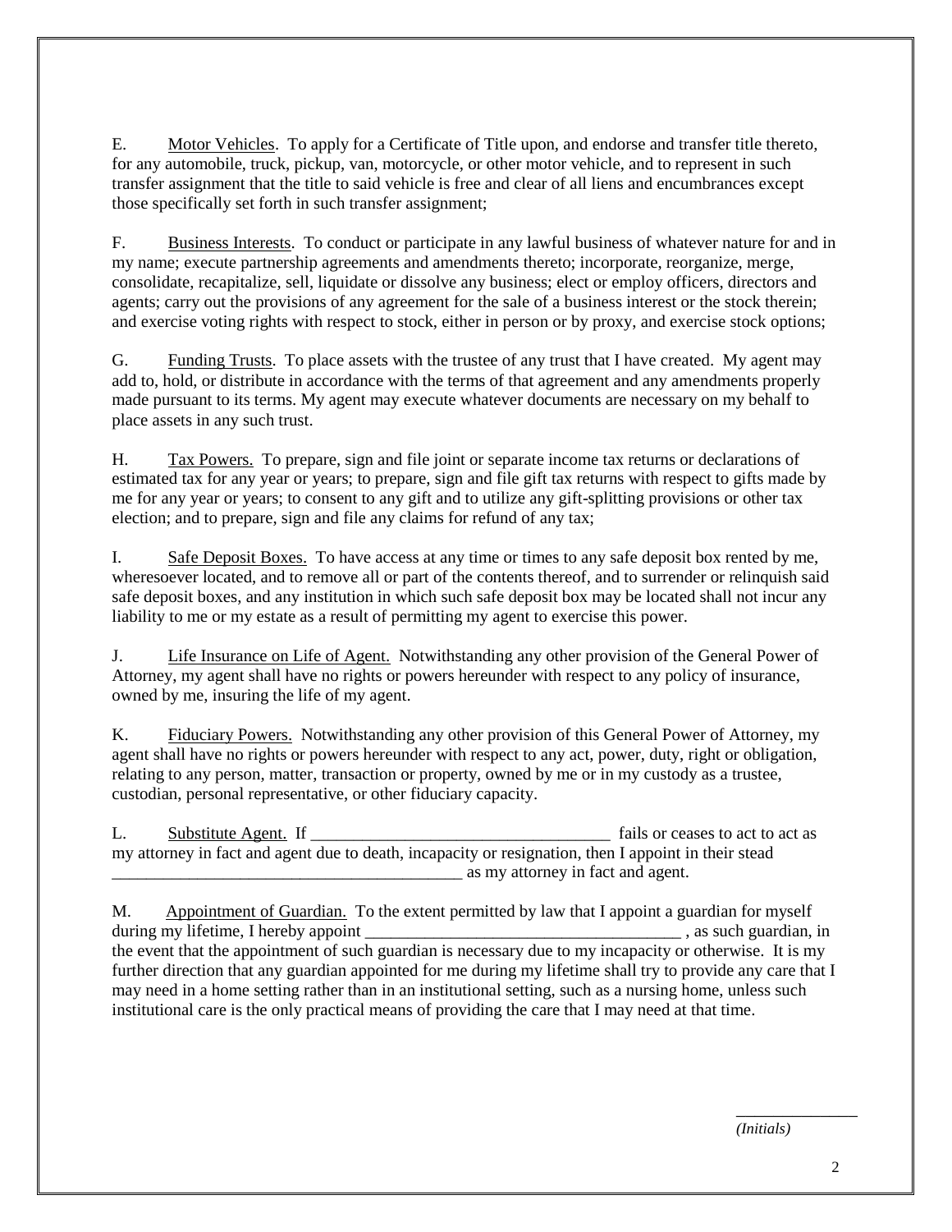E. Motor Vehicles. To apply for a Certificate of Title upon, and endorse and transfer title thereto, for any automobile, truck, pickup, van, motorcycle, or other motor vehicle, and to represent in such transfer assignment that the title to said vehicle is free and clear of all liens and encumbrances except those specifically set forth in such transfer assignment;

F. Business Interests. To conduct or participate in any lawful business of whatever nature for and in my name; execute partnership agreements and amendments thereto; incorporate, reorganize, merge, consolidate, recapitalize, sell, liquidate or dissolve any business; elect or employ officers, directors and agents; carry out the provisions of any agreement for the sale of a business interest or the stock therein; and exercise voting rights with respect to stock, either in person or by proxy, and exercise stock options;

G. Funding Trusts. To place assets with the trustee of any trust that I have created. My agent may add to, hold, or distribute in accordance with the terms of that agreement and any amendments properly made pursuant to its terms. My agent may execute whatever documents are necessary on my behalf to place assets in any such trust.

H. Tax Powers. To prepare, sign and file joint or separate income tax returns or declarations of estimated tax for any year or years; to prepare, sign and file gift tax returns with respect to gifts made by me for any year or years; to consent to any gift and to utilize any gift-splitting provisions or other tax election; and to prepare, sign and file any claims for refund of any tax;

I. Safe Deposit Boxes. To have access at any time or times to any safe deposit box rented by me, wheresoever located, and to remove all or part of the contents thereof, and to surrender or relinquish said safe deposit boxes, and any institution in which such safe deposit box may be located shall not incur any liability to me or my estate as a result of permitting my agent to exercise this power.

J. Life Insurance on Life of Agent. Notwithstanding any other provision of the General Power of Attorney, my agent shall have no rights or powers hereunder with respect to any policy of insurance, owned by me, insuring the life of my agent.

K. Fiduciary Powers. Notwithstanding any other provision of this General Power of Attorney, my agent shall have no rights or powers hereunder with respect to any act, power, duty, right or obligation, relating to any person, matter, transaction or property, owned by me or in my custody as a trustee, custodian, personal representative, or other fiduciary capacity.

L. Substitute Agent. If ____________________________________ fails or ceases to act to act as my attorney in fact and agent due to death, incapacity or resignation, then I appoint in their stead __________________________________________ as my attorney in fact and agent.

M. Appointment of Guardian. To the extent permitted by law that I appoint a guardian for myself during my lifetime, I hereby appoint ______________________________________ , as such guardian, in the event that the appointment of such guardian is necessary due to my incapacity or otherwise. It is my further direction that any guardian appointed for me during my lifetime shall try to provide any care that I may need in a home setting rather than in an institutional setting, such as a nursing home, unless such institutional care is the only practical means of providing the care that I may need at that time.

_______________
*(Initials)*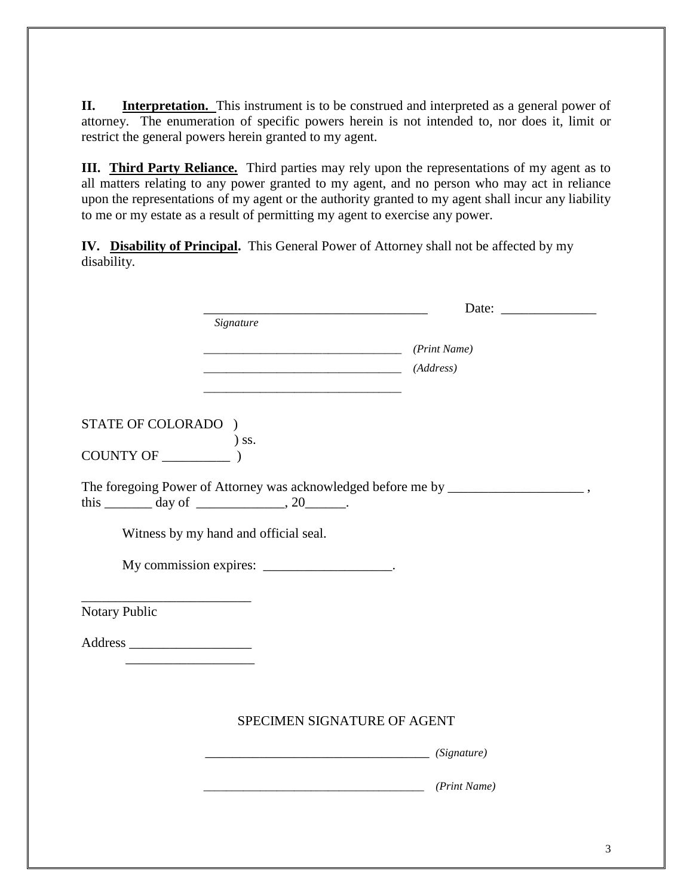**II. Interpretation.** This instrument is to be construed and interpreted as a general power of attorney. The enumeration of specific powers herein is not intended to, nor does it, limit or restrict the general powers herein granted to my agent.

**III. Third Party Reliance.** Third parties may rely upon the representations of my agent as to all matters relating to any power granted to my agent, and no person who may act in reliance upon the representations of my agent or the authority granted to my agent shall incur any liability to me or my estate as a result of permitting my agent to exercise any power.

**IV. Disability of Principal.** This General Power of Attorney shall not be affected by my disability.

__________________________________ Date: ______________
*Signature*

________________________________ *(Print Name)*

________________________________ *(Address)*

________________________________

STATE OF COLORADO )
) ss.
COUNTY OF __________ )

The foregoing Power of Attorney was acknowledged before me by ____________________ , this _______ day of _____________, 20______.

Witness by my hand and official seal.

My commission expires: ___________________.

_________________________
Notary Public

Address __________________
___________________

SPECIMEN SIGNATURE OF AGENT

__________________________________ *(Signature)*

__________________________________ *(Print Name)*